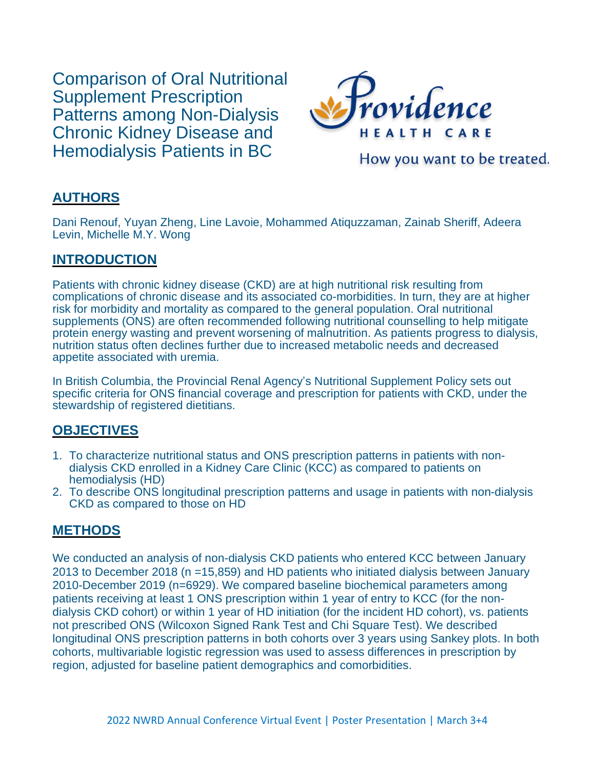# Comparison of Oral Nutritional Supplement Prescription Patterns among Non-Dialysis Chronic Kidney Disease and Hemodialysis Patients in BC

Providence HEALTH CARE

How you want to be treated.

## AUTHORS

Dani Renouf, Yuyan Zheng, Line Lavoie, Mohammed Atiquzzaman, Zainab Sheriff, Adeera Levin, Michelle M.Y. Wong

## INTRODUCTION

Patients with chronic kidney disease (CKD) are at high nutritional risk resulting from complications of chronic disease and its associated co-morbidities. In turn, they are at higher risk for morbidity and mortality as compared to the general population. Oral nutritional supplements (ONS) are often recommended following nutritional counselling to help mitigate protein energy wasting and prevent worsening of malnutrition. As patients progress to dialysis, nutrition status often declines further due to increased metabolic needs and decreased appetite associated with uremia.

In British Columbia, the Provincial Renal Agency's Nutritional Supplement Policy sets out specific criteria for ONS financial coverage and prescription for patients with CKD, under the stewardship of registered dietitians.

## OBJECTIVES

1. To characterize nutritional status and ONS prescription patterns in patients with non-dialysis CKD enrolled in a Kidney Care Clinic (KCC) as compared to patients on hemodialysis (HD)
2. To describe ONS longitudinal prescription patterns and usage in patients with non-dialysis CKD as compared to those on HD

## METHODS

We conducted an analysis of non-dialysis CKD patients who entered KCC between January 2013 to December 2018 (n =15,859) and HD patients who initiated dialysis between January 2010-December 2019 (n=6929). We compared baseline biochemical parameters among patients receiving at least 1 ONS prescription within 1 year of entry to KCC (for the non-dialysis CKD cohort) or within 1 year of HD initiation (for the incident HD cohort), vs. patients not prescribed ONS (Wilcoxon Signed Rank Test and Chi Square Test). We described longitudinal ONS prescription patterns in both cohorts over 3 years using Sankey plots. In both cohorts, multivariable logistic regression was used to assess differences in prescription by region, adjusted for baseline patient demographics and comorbidities.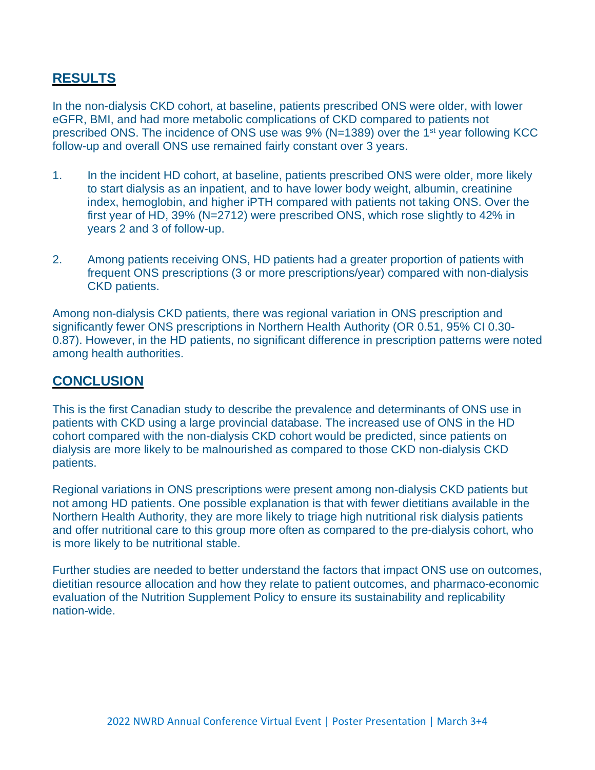## RESULTS

In the non-dialysis CKD cohort, at baseline, patients prescribed ONS were older, with lower eGFR, BMI, and had more metabolic complications of CKD compared to patients not prescribed ONS. The incidence of ONS use was 9% (N=1389) over the 1st year following KCC follow-up and overall ONS use remained fairly constant over 3 years.

1. In the incident HD cohort, at baseline, patients prescribed ONS were older, more likely to start dialysis as an inpatient, and to have lower body weight, albumin, creatinine index, hemoglobin, and higher iPTH compared with patients not taking ONS. Over the first year of HD, 39% (N=2712) were prescribed ONS, which rose slightly to 42% in years 2 and 3 of follow-up.

2. Among patients receiving ONS, HD patients had a greater proportion of patients with frequent ONS prescriptions (3 or more prescriptions/year) compared with non-dialysis CKD patients.

Among non-dialysis CKD patients, there was regional variation in ONS prescription and significantly fewer ONS prescriptions in Northern Health Authority (OR 0.51, 95% CI 0.30-0.87). However, in the HD patients, no significant difference in prescription patterns were noted among health authorities.

## CONCLUSION

This is the first Canadian study to describe the prevalence and determinants of ONS use in patients with CKD using a large provincial database. The increased use of ONS in the HD cohort compared with the non-dialysis CKD cohort would be predicted, since patients on dialysis are more likely to be malnourished as compared to those CKD non-dialysis CKD patients.

Regional variations in ONS prescriptions were present among non-dialysis CKD patients but not among HD patients. One possible explanation is that with fewer dietitians available in the Northern Health Authority, they are more likely to triage high nutritional risk dialysis patients and offer nutritional care to this group more often as compared to the pre-dialysis cohort, who is more likely to be nutritional stable.

Further studies are needed to better understand the factors that impact ONS use on outcomes, dietitian resource allocation and how they relate to patient outcomes, and pharmaco-economic evaluation of the Nutrition Supplement Policy to ensure its sustainability and replicability nation-wide.